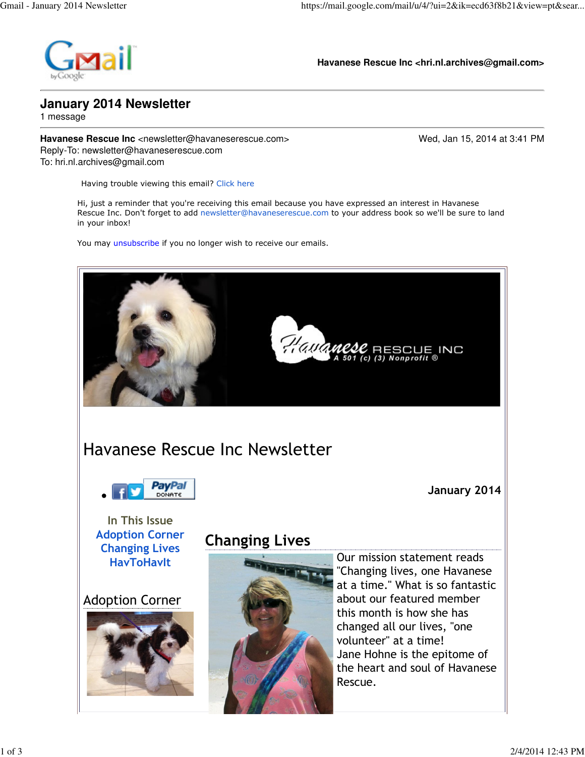Havanese Rescue Inc <hri.nl.archives@gmail.com>

# January 2014 Newsletter

1 message

**Havanese Rescue Inc** <newsletter@havaneserescue.com> Wed, Jan 15, 2014 at 3:41 PM
Reply-To: newsletter@havaneserescue.com
To: hri.nl.archives@gmail.com

Having trouble viewing this email? Click here

Hi, just a reminder that you're receiving this email because you have expressed an interest in Havanese Rescue Inc. Don't forget to add newsletter@havaneserescue.com to your address book so we'll be sure to land in your inbox!

You may unsubscribe if you no longer wish to receive our emails.

Havanese RESCUE INC
A 501 (c) (3) Nonprofit ®

## Havanese Rescue Inc Newsletter

**January 2014**

In This Issue
- Adoption Corner
- Changing Lives
- HavToHavIt

## Adoption Corner

## Changing Lives

Our mission statement reads "Changing lives, one Havanese at a time." What is so fantastic about our featured member this month is how she has changed all our lives, "one volunteer" at a time!
Jane Hohne is the epitome of the heart and soul of Havanese Rescue.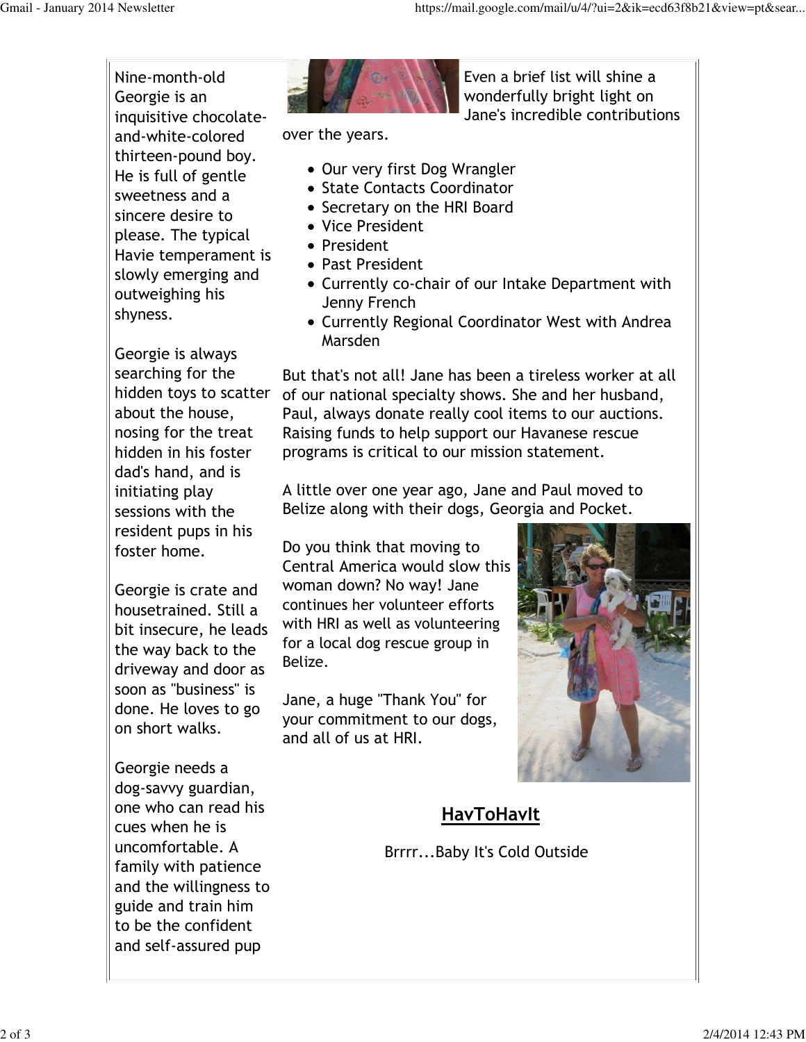Nine-month-old Georgie is an inquisitive chocolate-and-white-colored thirteen-pound boy. He is full of gentle sweetness and a sincere desire to please. The typical Havie temperament is slowly emerging and outweighing his shyness.

Georgie is always searching for the hidden toys to scatter about the house, nosing for the treat hidden in his foster dad's hand, and is initiating play sessions with the resident pups in his foster home.

Georgie is crate and housetrained. Still a bit insecure, he leads the way back to the driveway and door as soon as "business" is done. He loves to go on short walks.

Georgie needs a dog-savvy guardian, one who can read his cues when he is uncomfortable. A family with patience and the willingness to guide and train him to be the confident and self-assured pup

Even a brief list will shine a wonderfully bright light on Jane's incredible contributions over the years.

- Our very first Dog Wrangler
- State Contacts Coordinator
- Secretary on the HRI Board
- Vice President
- President
- Past President
- Currently co-chair of our Intake Department with Jenny French
- Currently Regional Coordinator West with Andrea Marsden

But that's not all! Jane has been a tireless worker at all of our national specialty shows. She and her husband, Paul, always donate really cool items to our auctions. Raising funds to help support our Havanese rescue programs is critical to our mission statement.

A little over one year ago, Jane and Paul moved to Belize along with their dogs, Georgia and Pocket.

Do you think that moving to Central America would slow this woman down? No way! Jane continues her volunteer efforts with HRI as well as volunteering for a local dog rescue group in Belize.

Jane, a huge "Thank You" for your commitment to our dogs, and all of us at HRI.

## HavToHavIt

Brrrr...Baby It's Cold Outside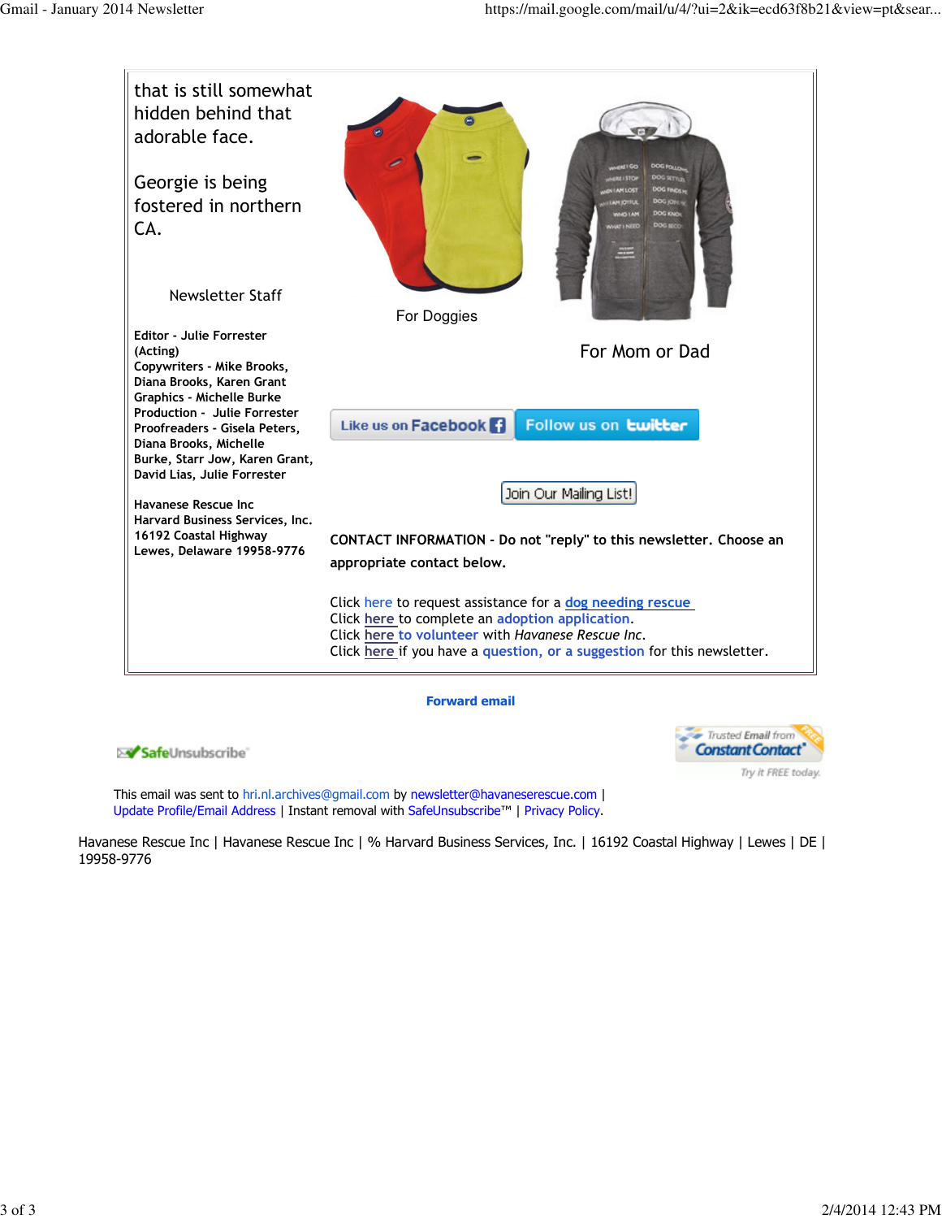that is still somewhat hidden behind that adorable face.

Georgie is being fostered in northern CA.

For Doggies

For Mom or Dad

Newsletter Staff

**Editor - Julie Forrester (Acting)**
**Copywriters - Mike Brooks, Diana Brooks, Karen Grant**
**Graphics - Michelle Burke**
**Production - Julie Forrester**
**Proofreaders - Gisela Peters, Diana Brooks, Michelle Burke, Starr Jow, Karen Grant, David Lias, Julie Forrester**

**Havanese Rescue Inc**
**Harvard Business Services, Inc.**
**16192 Coastal Highway**
**Lewes, Delaware 19958-9776**

Like us on Facebook | Follow us on twitter

Join Our Mailing List!

**CONTACT INFORMATION - Do not "reply" to this newsletter. Choose an appropriate contact below.**

Click here to request assistance for a **dog needing rescue**
Click here to complete an adoption application.
Click here to volunteer with *Havanese Rescue Inc*.
Click here if you have a question, or a suggestion for this newsletter.

**Forward email**

SafeUnsubscribe®

Trusted Email from Constant Contact® FREE
Try it FREE today.

This email was sent to hri.nl.archives@gmail.com by newsletter@havaneserescue.com |
Update Profile/Email Address | Instant removal with SafeUnsubscribe™ | Privacy Policy.

Havanese Rescue Inc | Havanese Rescue Inc | % Harvard Business Services, Inc. | 16192 Coastal Highway | Lewes | DE | 19958-9776